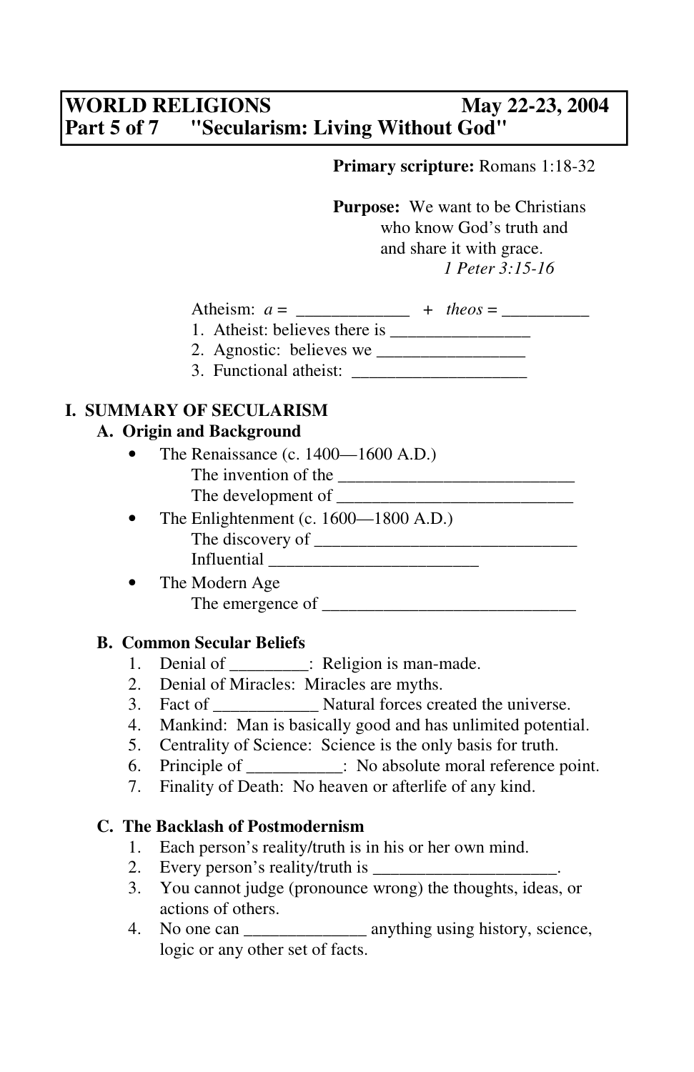# WORLD RELIGIONS May 22-23, 2004
## Part 5 of 7 "Secularism: Living Without God"

**Primary scripture:** Romans 1:18-32

**Purpose:** We want to be Christians who know God's truth and and share it with grace.
*1 Peter 3:15-16*

Atheism: *a* = _____________ + *theos* = __________

1. Atheist: believes there is ________________
2. Agnostic: believes we _________________
3. Functional atheist: ____________________

## I. SUMMARY OF SECULARISM

### A. Origin and Background

- The Renaissance (c. 1400—1600 A.D.)
  The invention of the ___________________________
  The development of ___________________________
- The Enlightenment (c. 1600—1800 A.D.)
  The discovery of ______________________________
  Influential ________________________
- The Modern Age
  The emergence of _____________________________

### B. Common Secular Beliefs

1. Denial of _________: Religion is man-made.
2. Denial of Miracles: Miracles are myths.
3. Fact of ____________ Natural forces created the universe.
4. Mankind: Man is basically good and has unlimited potential.
5. Centrality of Science: Science is the only basis for truth.
6. Principle of ___________: No absolute moral reference point.
7. Finality of Death: No heaven or afterlife of any kind.

### C. The Backlash of Postmodernism

1. Each person's reality/truth is in his or her own mind.
2. Every person's reality/truth is _____________________.
3. You cannot judge (pronounce wrong) the thoughts, ideas, or actions of others.
4. No one can ______________ anything using history, science, logic or any other set of facts.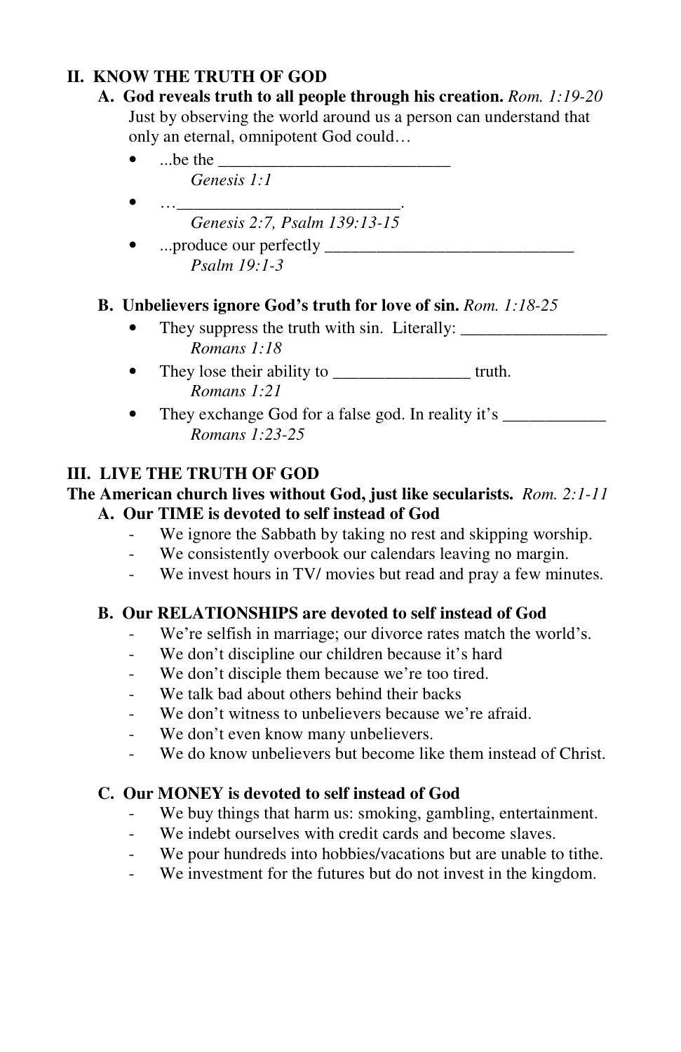## II. KNOW THE TRUTH OF GOD

### A. God reveals truth to all people through his creation. *Rom. 1:19-20*

Just by observing the world around us a person can understand that only an eternal, omnipotent God could…

- ...be the ___________________________
  *Genesis 1:1*
- …__________________________.
  *Genesis 2:7, Psalm 139:13-15*
- ...produce our perfectly _____________________________
  *Psalm 19:1-3*

### B. Unbelievers ignore God's truth for love of sin. *Rom. 1:18-25*

- They suppress the truth with sin. Literally: _________________
  *Romans 1:18*
- They lose their ability to ________________ truth.
  *Romans 1:21*
- They exchange God for a false god. In reality it's ____________
  *Romans 1:23-25*

## III. LIVE THE TRUTH OF GOD

**The American church lives without God, just like secularists.** *Rom. 2:1-11*

### A. Our TIME is devoted to self instead of God

- We ignore the Sabbath by taking no rest and skipping worship.
- We consistently overbook our calendars leaving no margin.
- We invest hours in TV/ movies but read and pray a few minutes.

### B. Our RELATIONSHIPS are devoted to self instead of God

- We're selfish in marriage; our divorce rates match the world's.
- We don't discipline our children because it's hard
- We don't disciple them because we're too tired.
- We talk bad about others behind their backs
- We don't witness to unbelievers because we're afraid.
- We don't even know many unbelievers.
- We do know unbelievers but become like them instead of Christ.

### C. Our MONEY is devoted to self instead of God

- We buy things that harm us: smoking, gambling, entertainment.
- We indebt ourselves with credit cards and become slaves.
- We pour hundreds into hobbies/vacations but are unable to tithe.
- We investment for the futures but do not invest in the kingdom.